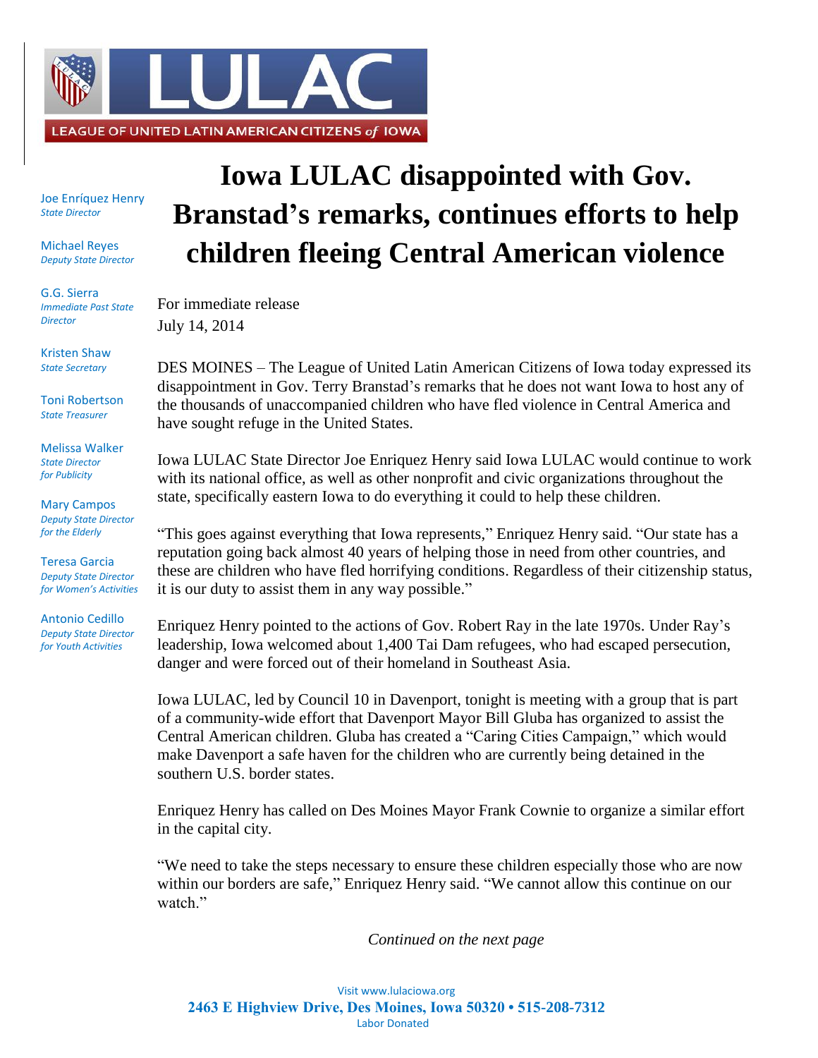LEAGUE OF UNITED LATIN AMERICAN CITIZENS *of* IOWA

Joe Enríquez Henry
*State Director*

Michael Reyes
*Deputy State Director*

G.G. Sierra
*Immediate Past State Director*

Kristen Shaw
*State Secretary*

Toni Robertson
*State Treasurer*

Melissa Walker
*State Director for Publicity*

Mary Campos
*Deputy State Director for the Elderly*

Teresa Garcia
*Deputy State Director for Women's Activities*

Antonio Cedillo
*Deputy State Director for Youth Activities*

# Iowa LULAC disappointed with Gov. Branstad's remarks, continues efforts to help children fleeing Central American violence

For immediate release
July 14, 2014

DES MOINES – The League of United Latin American Citizens of Iowa today expressed its disappointment in Gov. Terry Branstad's remarks that he does not want Iowa to host any of the thousands of unaccompanied children who have fled violence in Central America and have sought refuge in the United States.

Iowa LULAC State Director Joe Enriquez Henry said Iowa LULAC would continue to work with its national office, as well as other nonprofit and civic organizations throughout the state, specifically eastern Iowa to do everything it could to help these children.

"This goes against everything that Iowa represents," Enriquez Henry said. "Our state has a reputation going back almost 40 years of helping those in need from other countries, and these are children who have fled horrifying conditions. Regardless of their citizenship status, it is our duty to assist them in any way possible."

Enriquez Henry pointed to the actions of Gov. Robert Ray in the late 1970s. Under Ray's leadership, Iowa welcomed about 1,400 Tai Dam refugees, who had escaped persecution, danger and were forced out of their homeland in Southeast Asia.

Iowa LULAC, led by Council 10 in Davenport, tonight is meeting with a group that is part of a community-wide effort that Davenport Mayor Bill Gluba has organized to assist the Central American children. Gluba has created a "Caring Cities Campaign," which would make Davenport a safe haven for the children who are currently being detained in the southern U.S. border states.

Enriquez Henry has called on Des Moines Mayor Frank Cownie to organize a similar effort in the capital city.

"We need to take the steps necessary to ensure these children especially those who are now within our borders are safe," Enriquez Henry said. "We cannot allow this continue on our watch."

*Continued on the next page*

Visit www.lulaciowa.org
**2463 E Highview Drive, Des Moines, Iowa 50320 • 515-208-7312**
Labor Donated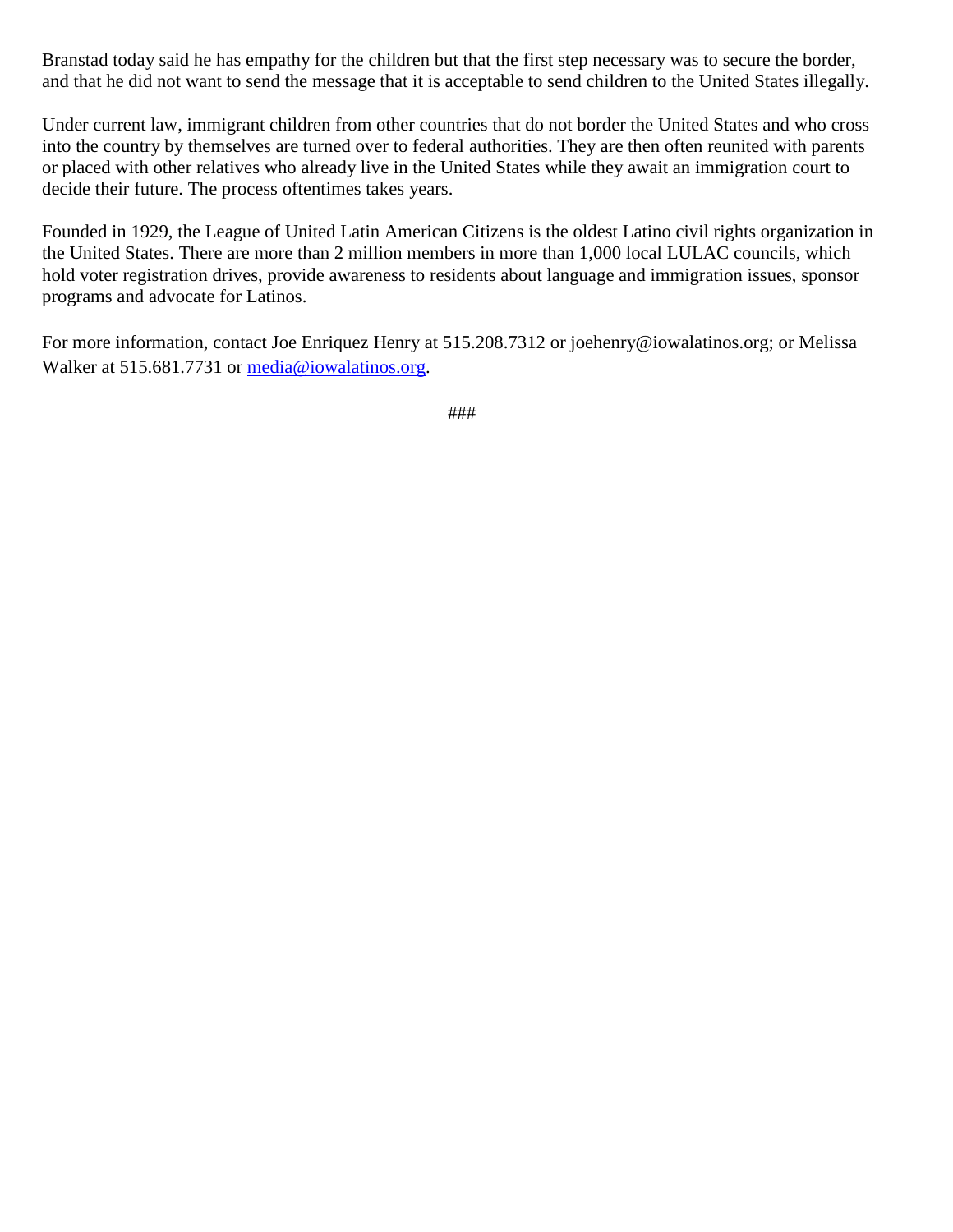Branstad today said he has empathy for the children but that the first step necessary was to secure the border, and that he did not want to send the message that it is acceptable to send children to the United States illegally.

Under current law, immigrant children from other countries that do not border the United States and who cross into the country by themselves are turned over to federal authorities. They are then often reunited with parents or placed with other relatives who already live in the United States while they await an immigration court to decide their future. The process oftentimes takes years.

Founded in 1929, the League of United Latin American Citizens is the oldest Latino civil rights organization in the United States. There are more than 2 million members in more than 1,000 local LULAC councils, which hold voter registration drives, provide awareness to residents about language and immigration issues, sponsor programs and advocate for Latinos.

For more information, contact Joe Enriquez Henry at 515.208.7312 or joehenry@iowalatinos.org; or Melissa Walker at 515.681.7731 or media@iowalatinos.org.

###